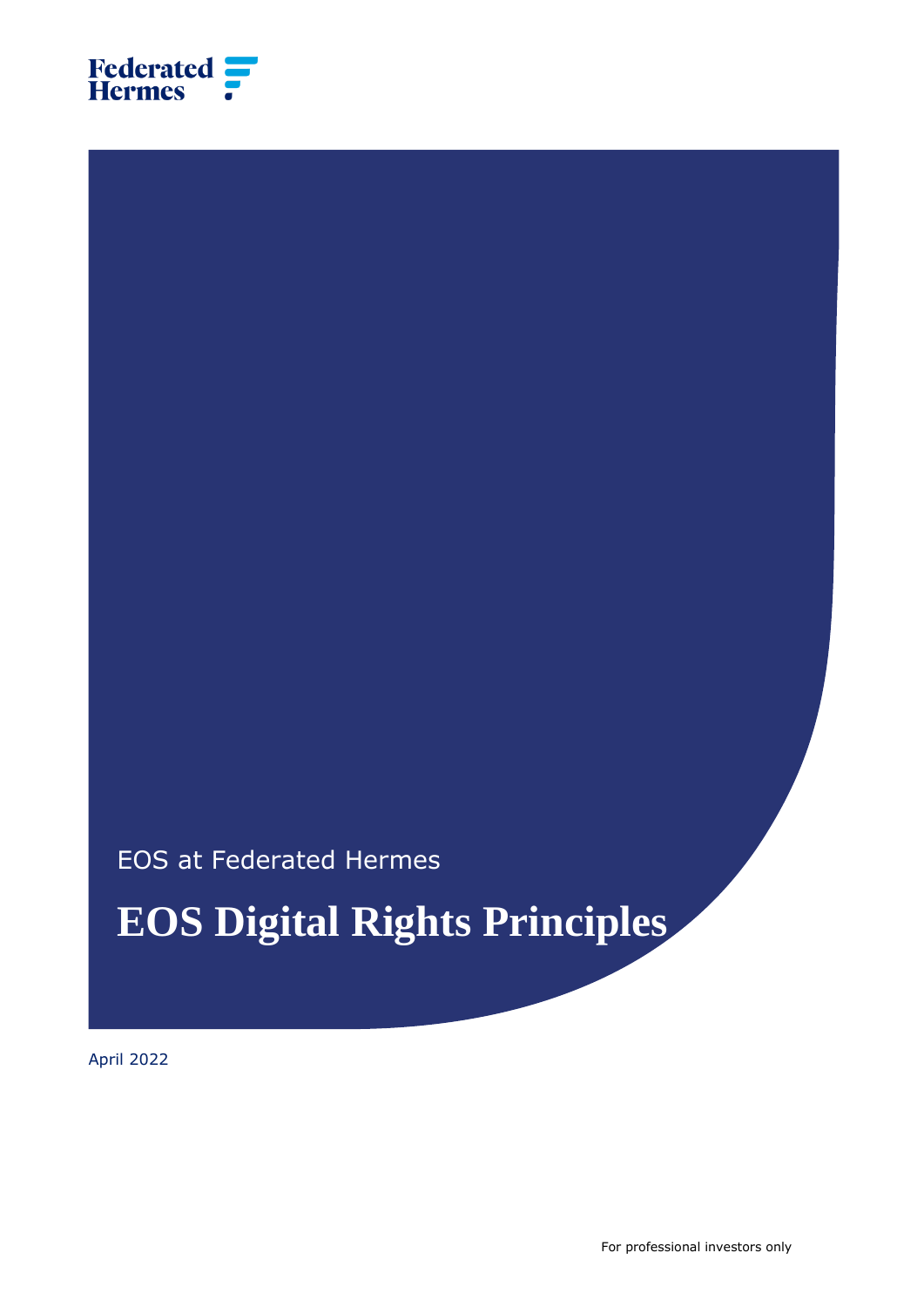Federated Hermes

EOS at Federated Hermes

# EOS Digital Rights Principles

April 2022

For professional investors only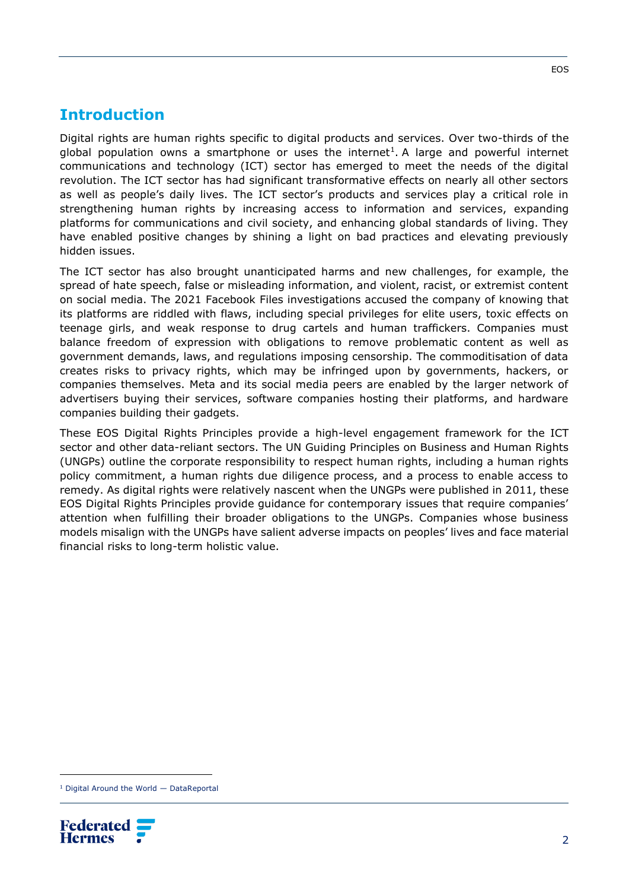## Introduction

Digital rights are human rights specific to digital products and services. Over two-thirds of the global population owns a smartphone or uses the internet[1]. A large and powerful internet communications and technology (ICT) sector has emerged to meet the needs of the digital revolution. The ICT sector has had significant transformative effects on nearly all other sectors as well as people's daily lives. The ICT sector's products and services play a critical role in strengthening human rights by increasing access to information and services, expanding platforms for communications and civil society, and enhancing global standards of living. They have enabled positive changes by shining a light on bad practices and elevating previously hidden issues.

The ICT sector has also brought unanticipated harms and new challenges, for example, the spread of hate speech, false or misleading information, and violent, racist, or extremist content on social media. The 2021 Facebook Files investigations accused the company of knowing that its platforms are riddled with flaws, including special privileges for elite users, toxic effects on teenage girls, and weak response to drug cartels and human traffickers. Companies must balance freedom of expression with obligations to remove problematic content as well as government demands, laws, and regulations imposing censorship. The commoditisation of data creates risks to privacy rights, which may be infringed upon by governments, hackers, or companies themselves. Meta and its social media peers are enabled by the larger network of advertisers buying their services, software companies hosting their platforms, and hardware companies building their gadgets.

These EOS Digital Rights Principles provide a high-level engagement framework for the ICT sector and other data-reliant sectors. The UN Guiding Principles on Business and Human Rights (UNGPs) outline the corporate responsibility to respect human rights, including a human rights policy commitment, a human rights due diligence process, and a process to enable access to remedy. As digital rights were relatively nascent when the UNGPs were published in 2011, these EOS Digital Rights Principles provide guidance for contemporary issues that require companies' attention when fulfilling their broader obligations to the UNGPs. Companies whose business models misalign with the UNGPs have salient adverse impacts on peoples' lives and face material financial risks to long-term holistic value.

[1] Digital Around the World — DataReportal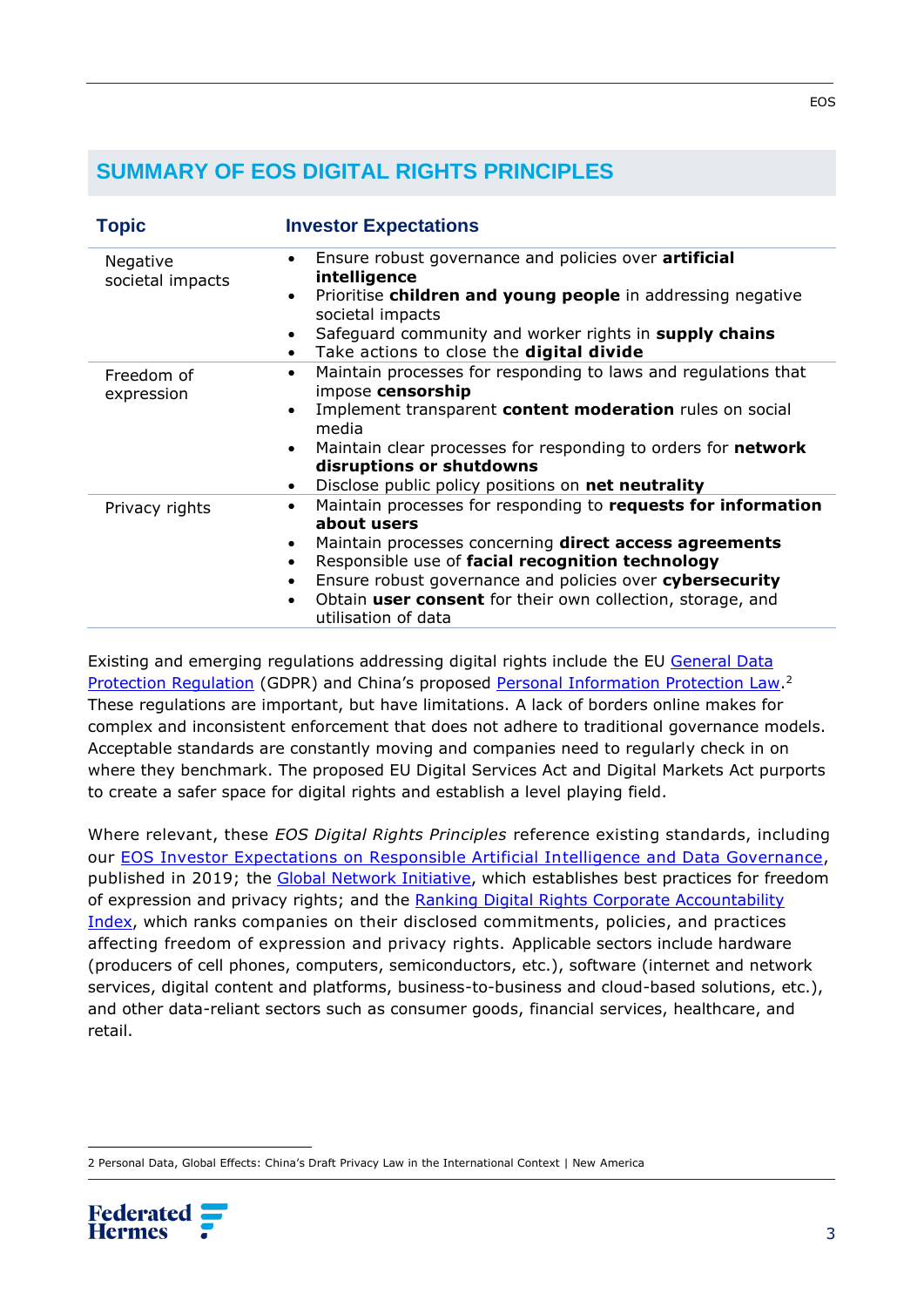## SUMMARY OF EOS DIGITAL RIGHTS PRINCIPLES

| Topic | Investor Expectations |
|---|---|
| Negative societal impacts | • Ensure robust governance and policies over **artificial intelligence**<br>• Prioritise **children and young people** in addressing negative societal impacts<br>• Safeguard community and worker rights in **supply chains**<br>• Take actions to close the **digital divide** |
| Freedom of expression | • Maintain processes for responding to laws and regulations that impose **censorship**<br>• Implement transparent **content moderation** rules on social media<br>• Maintain clear processes for responding to orders for **network disruptions or shutdowns**<br>• Disclose public policy positions on **net neutrality** |
| Privacy rights | • Maintain processes for responding to **requests for information about users**<br>• Maintain processes concerning **direct access agreements**<br>• Responsible use of **facial recognition technology**<br>• Ensure robust governance and policies over **cybersecurity**<br>• Obtain **user consent** for their own collection, storage, and utilisation of data |

Existing and emerging regulations addressing digital rights include the EU General Data Protection Regulation (GDPR) and China's proposed Personal Information Protection Law.[2] These regulations are important, but have limitations. A lack of borders online makes for complex and inconsistent enforcement that does not adhere to traditional governance models. Acceptable standards are constantly moving and companies need to regularly check in on where they benchmark. The proposed EU Digital Services Act and Digital Markets Act purports to create a safer space for digital rights and establish a level playing field.

Where relevant, these *EOS Digital Rights Principles* reference existing standards, including our EOS Investor Expectations on Responsible Artificial Intelligence and Data Governance, published in 2019; the Global Network Initiative, which establishes best practices for freedom of expression and privacy rights; and the Ranking Digital Rights Corporate Accountability Index, which ranks companies on their disclosed commitments, policies, and practices affecting freedom of expression and privacy rights. Applicable sectors include hardware (producers of cell phones, computers, semiconductors, etc.), software (internet and network services, digital content and platforms, business-to-business and cloud-based solutions, etc.), and other data-reliant sectors such as consumer goods, financial services, healthcare, and retail.

2 Personal Data, Global Effects: China's Draft Privacy Law in the International Context | New America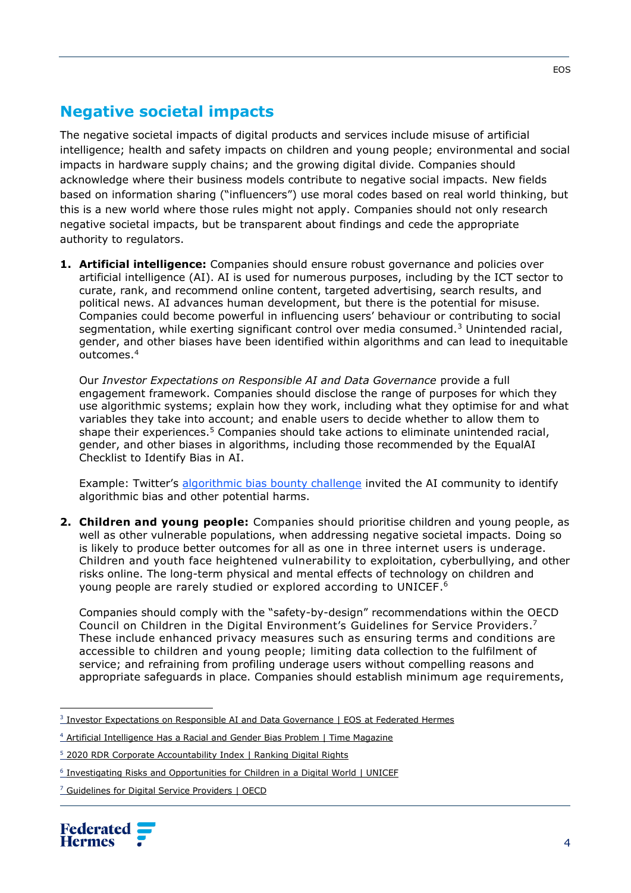## Negative societal impacts

The negative societal impacts of digital products and services include misuse of artificial intelligence; health and safety impacts on children and young people; environmental and social impacts in hardware supply chains; and the growing digital divide. Companies should acknowledge where their business models contribute to negative social impacts. New fields based on information sharing ("influencers") use moral codes based on real world thinking, but this is a new world where those rules might not apply. Companies should not only research negative societal impacts, but be transparent about findings and cede the appropriate authority to regulators.

1. **Artificial intelligence:** Companies should ensure robust governance and policies over artificial intelligence (AI). AI is used for numerous purposes, including by the ICT sector to curate, rank, and recommend online content, targeted advertising, search results, and political news. AI advances human development, but there is the potential for misuse. Companies could become powerful in influencing users' behaviour or contributing to social segmentation, while exerting significant control over media consumed.[3] Unintended racial, gender, and other biases have been identified within algorithms and can lead to inequitable outcomes.[4]

   Our *Investor Expectations on Responsible AI and Data Governance* provide a full engagement framework. Companies should disclose the range of purposes for which they use algorithmic systems; explain how they work, including what they optimise for and what variables they take into account; and enable users to decide whether to allow them to shape their experiences.[5] Companies should take actions to eliminate unintended racial, gender, and other biases in algorithms, including those recommended by the EqualAI Checklist to Identify Bias in AI.

   Example: Twitter's algorithmic bias bounty challenge invited the AI community to identify algorithmic bias and other potential harms.

2. **Children and young people:** Companies should prioritise children and young people, as well as other vulnerable populations, when addressing negative societal impacts. Doing so is likely to produce better outcomes for all as one in three internet users is underage. Children and youth face heightened vulnerability to exploitation, cyberbullying, and other risks online. The long-term physical and mental effects of technology on children and young people are rarely studied or explored according to UNICEF.[6]

   Companies should comply with the "safety-by-design" recommendations within the OECD Council on Children in the Digital Environment's Guidelines for Service Providers.[7] These include enhanced privacy measures such as ensuring terms and conditions are accessible to children and young people; limiting data collection to the fulfilment of service; and refraining from profiling underage users without compelling reasons and appropriate safeguards in place. Companies should establish minimum age requirements,

---

[3] Investor Expectations on Responsible AI and Data Governance | EOS at Federated Hermes

[4] Artificial Intelligence Has a Racial and Gender Bias Problem | Time Magazine

[5] 2020 RDR Corporate Accountability Index | Ranking Digital Rights

[6] Investigating Risks and Opportunities for Children in a Digital World | UNICEF

[7] Guidelines for Digital Service Providers | OECD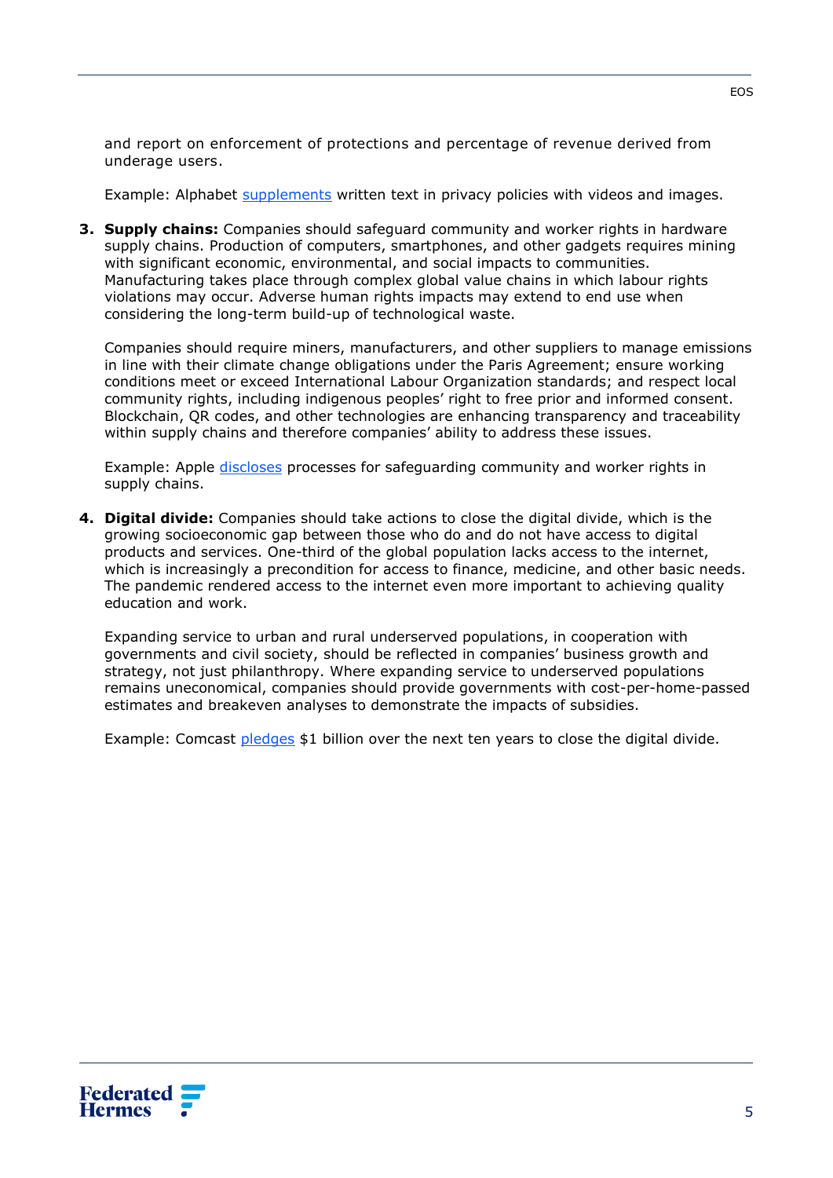and report on enforcement of protections and percentage of revenue derived from underage users.

Example: Alphabet supplements written text in privacy policies with videos and images.

3. **Supply chains:** Companies should safeguard community and worker rights in hardware supply chains. Production of computers, smartphones, and other gadgets requires mining with significant economic, environmental, and social impacts to communities. Manufacturing takes place through complex global value chains in which labour rights violations may occur. Adverse human rights impacts may extend to end use when considering the long-term build-up of technological waste.

   Companies should require miners, manufacturers, and other suppliers to manage emissions in line with their climate change obligations under the Paris Agreement; ensure working conditions meet or exceed International Labour Organization standards; and respect local community rights, including indigenous peoples' right to free prior and informed consent. Blockchain, QR codes, and other technologies are enhancing transparency and traceability within supply chains and therefore companies' ability to address these issues.

   Example: Apple discloses processes for safeguarding community and worker rights in supply chains.

4. **Digital divide:** Companies should take actions to close the digital divide, which is the growing socioeconomic gap between those who do and do not have access to digital products and services. One-third of the global population lacks access to the internet, which is increasingly a precondition for access to finance, medicine, and other basic needs. The pandemic rendered access to the internet even more important to achieving quality education and work.

   Expanding service to urban and rural underserved populations, in cooperation with governments and civil society, should be reflected in companies' business growth and strategy, not just philanthropy. Where expanding service to underserved populations remains uneconomical, companies should provide governments with cost-per-home-passed estimates and breakeven analyses to demonstrate the impacts of subsidies.

   Example: Comcast pledges $1 billion over the next ten years to close the digital divide.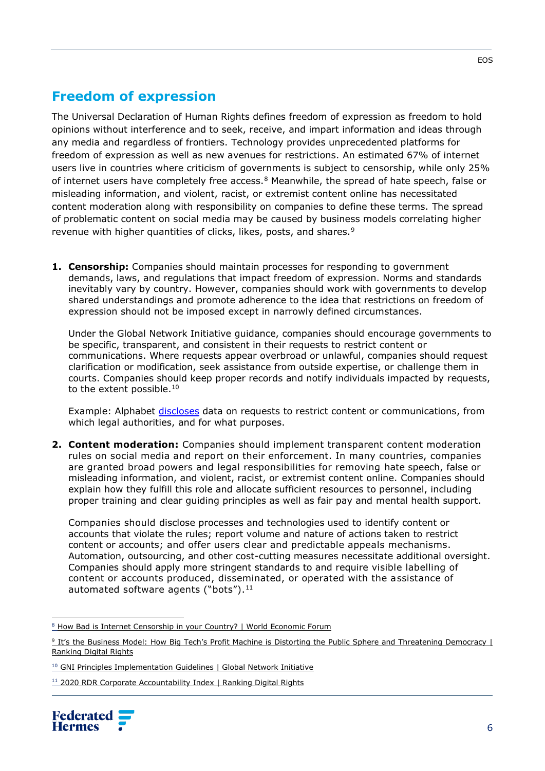## Freedom of expression

The Universal Declaration of Human Rights defines freedom of expression as freedom to hold opinions without interference and to seek, receive, and impart information and ideas through any media and regardless of frontiers. Technology provides unprecedented platforms for freedom of expression as well as new avenues for restrictions. An estimated 67% of internet users live in countries where criticism of governments is subject to censorship, while only 25% of internet users have completely free access.[8] Meanwhile, the spread of hate speech, false or misleading information, and violent, racist, or extremist content online has necessitated content moderation along with responsibility on companies to define these terms. The spread of problematic content on social media may be caused by business models correlating higher revenue with higher quantities of clicks, likes, posts, and shares.[9]

1. **Censorship:** Companies should maintain processes for responding to government demands, laws, and regulations that impact freedom of expression. Norms and standards inevitably vary by country. However, companies should work with governments to develop shared understandings and promote adherence to the idea that restrictions on freedom of expression should not be imposed except in narrowly defined circumstances.

   Under the Global Network Initiative guidance, companies should encourage governments to be specific, transparent, and consistent in their requests to restrict content or communications. Where requests appear overbroad or unlawful, companies should request clarification or modification, seek assistance from outside expertise, or challenge them in courts. Companies should keep proper records and notify individuals impacted by requests, to the extent possible.[10]

   Example: Alphabet discloses data on requests to restrict content or communications, from which legal authorities, and for what purposes.

2. **Content moderation:** Companies should implement transparent content moderation rules on social media and report on their enforcement. In many countries, companies are granted broad powers and legal responsibilities for removing hate speech, false or misleading information, and violent, racist, or extremist content online. Companies should explain how they fulfill this role and allocate sufficient resources to personnel, including proper training and clear guiding principles as well as fair pay and mental health support.

   Companies should disclose processes and technologies used to identify content or accounts that violate the rules; report volume and nature of actions taken to restrict content or accounts; and offer users clear and predictable appeals mechanisms. Automation, outsourcing, and other cost-cutting measures necessitate additional oversight. Companies should apply more stringent standards to and require visible labelling of content or accounts produced, disseminated, or operated with the assistance of automated software agents ("bots").[11]

---

[8] How Bad is Internet Censorship in your Country? | World Economic Forum

[9] It's the Business Model: How Big Tech's Profit Machine is Distorting the Public Sphere and Threatening Democracy | Ranking Digital Rights

[10] GNI Principles Implementation Guidelines | Global Network Initiative

[11] 2020 RDR Corporate Accountability Index | Ranking Digital Rights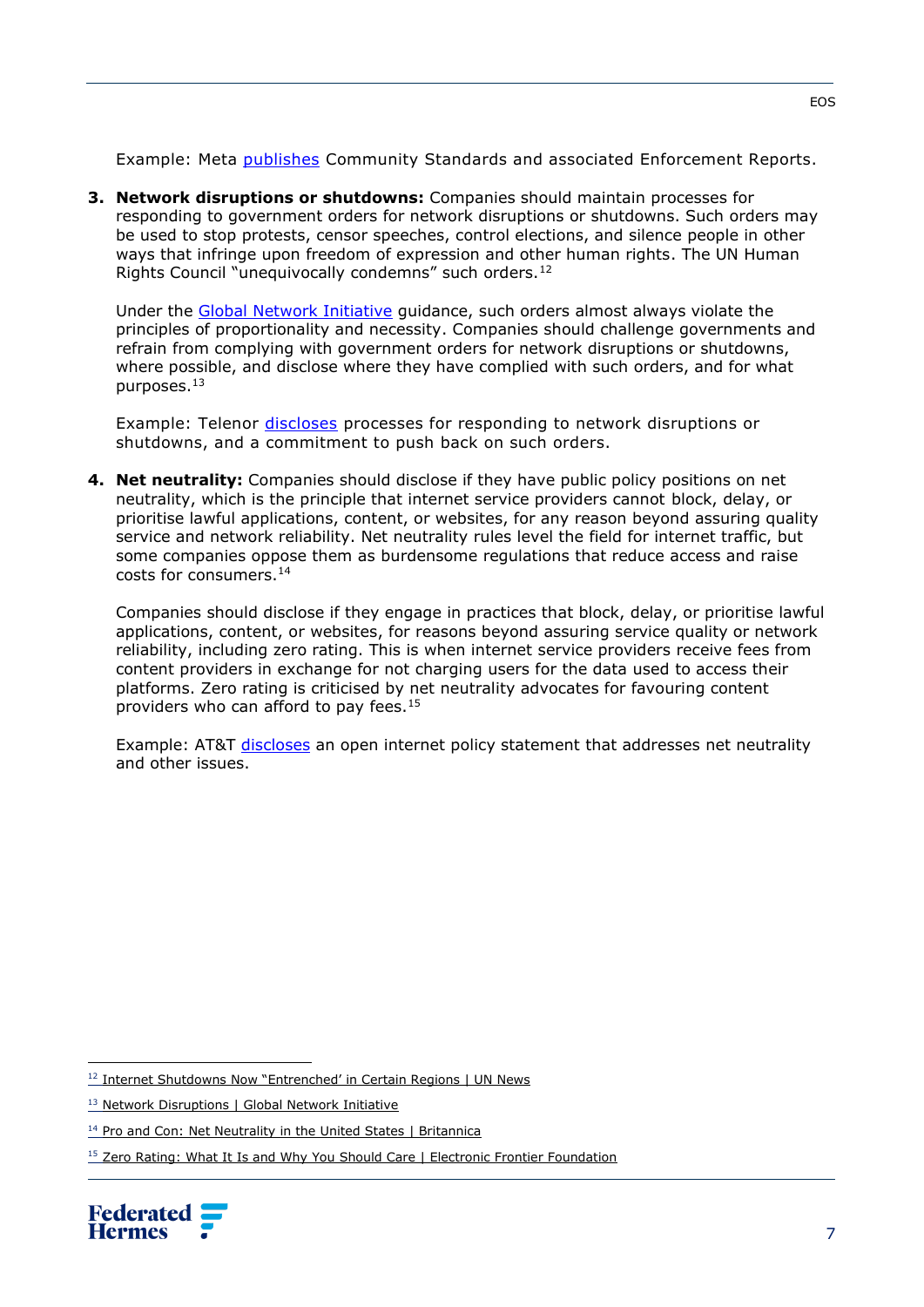Example: Meta publishes Community Standards and associated Enforcement Reports.

3. **Network disruptions or shutdowns:** Companies should maintain processes for responding to government orders for network disruptions or shutdowns. Such orders may be used to stop protests, censor speeches, control elections, and silence people in other ways that infringe upon freedom of expression and other human rights. The UN Human Rights Council "unequivocally condemns" such orders.[12]

   Under the Global Network Initiative guidance, such orders almost always violate the principles of proportionality and necessity. Companies should challenge governments and refrain from complying with government orders for network disruptions or shutdowns, where possible, and disclose where they have complied with such orders, and for what purposes.[13]

   Example: Telenor discloses processes for responding to network disruptions or shutdowns, and a commitment to push back on such orders.

4. **Net neutrality:** Companies should disclose if they have public policy positions on net neutrality, which is the principle that internet service providers cannot block, delay, or prioritise lawful applications, content, or websites, for any reason beyond assuring quality service and network reliability. Net neutrality rules level the field for internet traffic, but some companies oppose them as burdensome regulations that reduce access and raise costs for consumers.[14]

   Companies should disclose if they engage in practices that block, delay, or prioritise lawful applications, content, or websites, for reasons beyond assuring service quality or network reliability, including zero rating. This is when internet service providers receive fees from content providers in exchange for not charging users for the data used to access their platforms. Zero rating is criticised by net neutrality advocates for favouring content providers who can afford to pay fees.[15]

   Example: AT&T discloses an open internet policy statement that addresses net neutrality and other issues.

---

[12] Internet Shutdowns Now "Entrenched" in Certain Regions | UN News

[13] Network Disruptions | Global Network Initiative

[14] Pro and Con: Net Neutrality in the United States | Britannica

[15] Zero Rating: What It Is and Why You Should Care | Electronic Frontier Foundation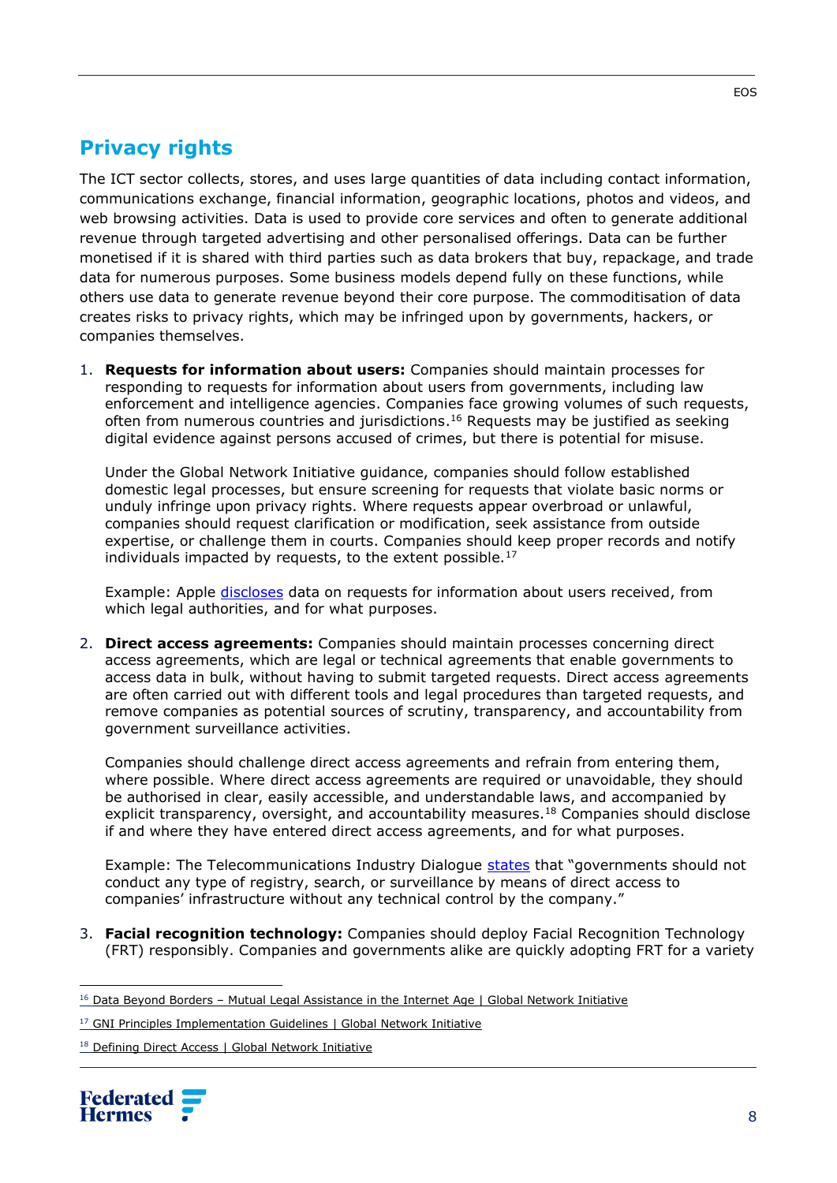## Privacy rights

The ICT sector collects, stores, and uses large quantities of data including contact information, communications exchange, financial information, geographic locations, photos and videos, and web browsing activities. Data is used to provide core services and often to generate additional revenue through targeted advertising and other personalised offerings. Data can be further monetised if it is shared with third parties such as data brokers that buy, repackage, and trade data for numerous purposes. Some business models depend fully on these functions, while others use data to generate revenue beyond their core purpose. The commoditisation of data creates risks to privacy rights, which may be infringed upon by governments, hackers, or companies themselves.

1. **Requests for information about users:** Companies should maintain processes for responding to requests for information about users from governments, including law enforcement and intelligence agencies. Companies face growing volumes of such requests, often from numerous countries and jurisdictions.[16] Requests may be justified as seeking digital evidence against persons accused of crimes, but there is potential for misuse.

   Under the Global Network Initiative guidance, companies should follow established domestic legal processes, but ensure screening for requests that violate basic norms or unduly infringe upon privacy rights. Where requests appear overbroad or unlawful, companies should request clarification or modification, seek assistance from outside expertise, or challenge them in courts. Companies should keep proper records and notify individuals impacted by requests, to the extent possible.[17]

   Example: Apple discloses data on requests for information about users received, from which legal authorities, and for what purposes.

2. **Direct access agreements:** Companies should maintain processes concerning direct access agreements, which are legal or technical agreements that enable governments to access data in bulk, without having to submit targeted requests. Direct access agreements are often carried out with different tools and legal procedures than targeted requests, and remove companies as potential sources of scrutiny, transparency, and accountability from government surveillance activities.

   Companies should challenge direct access agreements and refrain from entering them, where possible. Where direct access agreements are required or unavoidable, they should be authorised in clear, easily accessible, and understandable laws, and accompanied by explicit transparency, oversight, and accountability measures.[18] Companies should disclose if and where they have entered direct access agreements, and for what purposes.

   Example: The Telecommunications Industry Dialogue states that "governments should not conduct any type of registry, search, or surveillance by means of direct access to companies' infrastructure without any technical control by the company."

3. **Facial recognition technology:** Companies should deploy Facial Recognition Technology (FRT) responsibly. Companies and governments alike are quickly adopting FRT for a variety

---

[16] Data Beyond Borders – Mutual Legal Assistance in the Internet Age | Global Network Initiative

[17] GNI Principles Implementation Guidelines | Global Network Initiative

[18] Defining Direct Access | Global Network Initiative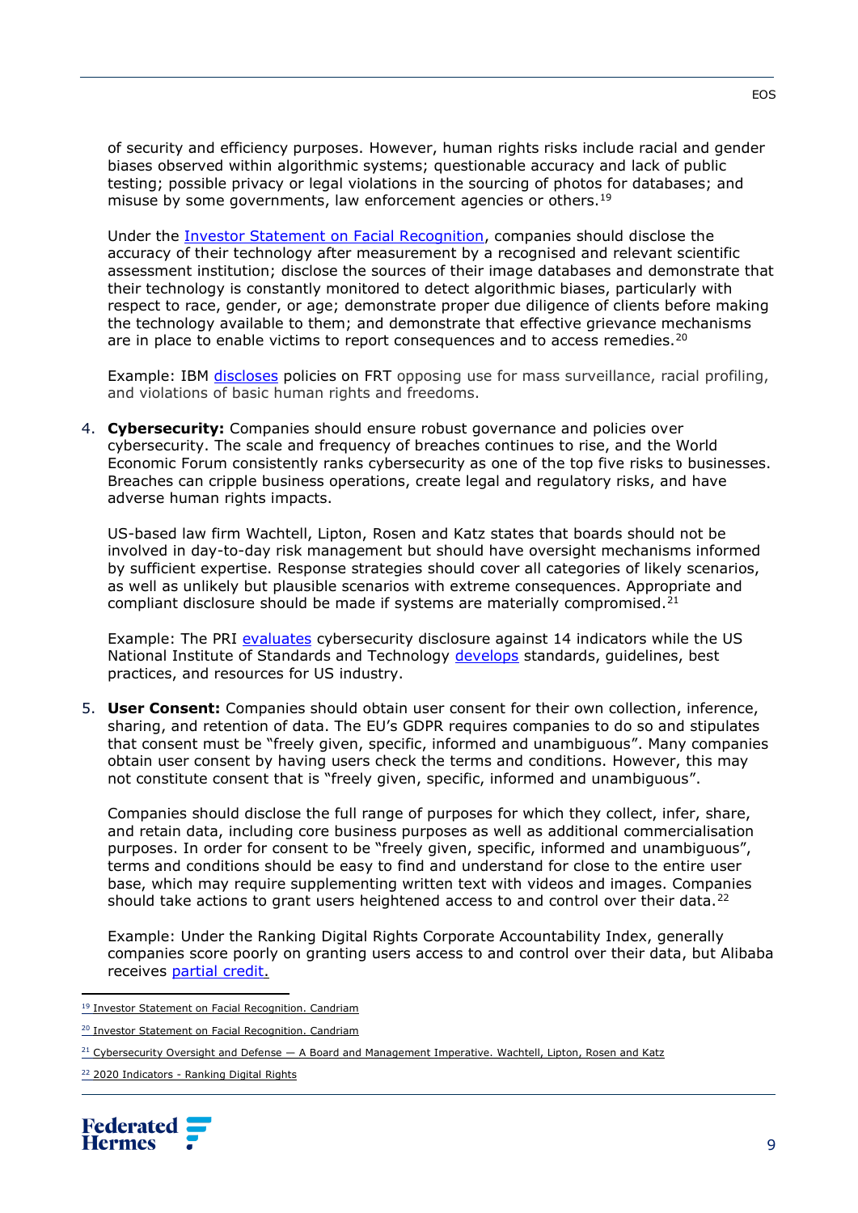of security and efficiency purposes. However, human rights risks include racial and gender biases observed within algorithmic systems; questionable accuracy and lack of public testing; possible privacy or legal violations in the sourcing of photos for databases; and misuse by some governments, law enforcement agencies or others.[19]

Under the Investor Statement on Facial Recognition, companies should disclose the accuracy of their technology after measurement by a recognised and relevant scientific assessment institution; disclose the sources of their image databases and demonstrate that their technology is constantly monitored to detect algorithmic biases, particularly with respect to race, gender, or age; demonstrate proper due diligence of clients before making the technology available to them; and demonstrate that effective grievance mechanisms are in place to enable victims to report consequences and to access remedies.[20]

Example: IBM discloses policies on FRT opposing use for mass surveillance, racial profiling, and violations of basic human rights and freedoms.

4. **Cybersecurity:** Companies should ensure robust governance and policies over cybersecurity. The scale and frequency of breaches continues to rise, and the World Economic Forum consistently ranks cybersecurity as one of the top five risks to businesses. Breaches can cripple business operations, create legal and regulatory risks, and have adverse human rights impacts.

   US-based law firm Wachtell, Lipton, Rosen and Katz states that boards should not be involved in day-to-day risk management but should have oversight mechanisms informed by sufficient expertise. Response strategies should cover all categories of likely scenarios, as well as unlikely but plausible scenarios with extreme consequences. Appropriate and compliant disclosure should be made if systems are materially compromised.[21]

   Example: The PRI evaluates cybersecurity disclosure against 14 indicators while the US National Institute of Standards and Technology develops standards, guidelines, best practices, and resources for US industry.

5. **User Consent:** Companies should obtain user consent for their own collection, inference, sharing, and retention of data. The EU's GDPR requires companies to do so and stipulates that consent must be "freely given, specific, informed and unambiguous". Many companies obtain user consent by having users check the terms and conditions. However, this may not constitute consent that is "freely given, specific, informed and unambiguous".

   Companies should disclose the full range of purposes for which they collect, infer, share, and retain data, including core business purposes as well as additional commercialisation purposes. In order for consent to be "freely given, specific, informed and unambiguous", terms and conditions should be easy to find and understand for close to the entire user base, which may require supplementing written text with videos and images. Companies should take actions to grant users heightened access to and control over their data.[22]

   Example: Under the Ranking Digital Rights Corporate Accountability Index, generally companies score poorly on granting users access to and control over their data, but Alibaba receives partial credit.

---

[19] Investor Statement on Facial Recognition. Candriam

[20] Investor Statement on Facial Recognition. Candriam

[21] Cybersecurity Oversight and Defense — A Board and Management Imperative. Wachtell, Lipton, Rosen and Katz

[22] 2020 Indicators - Ranking Digital Rights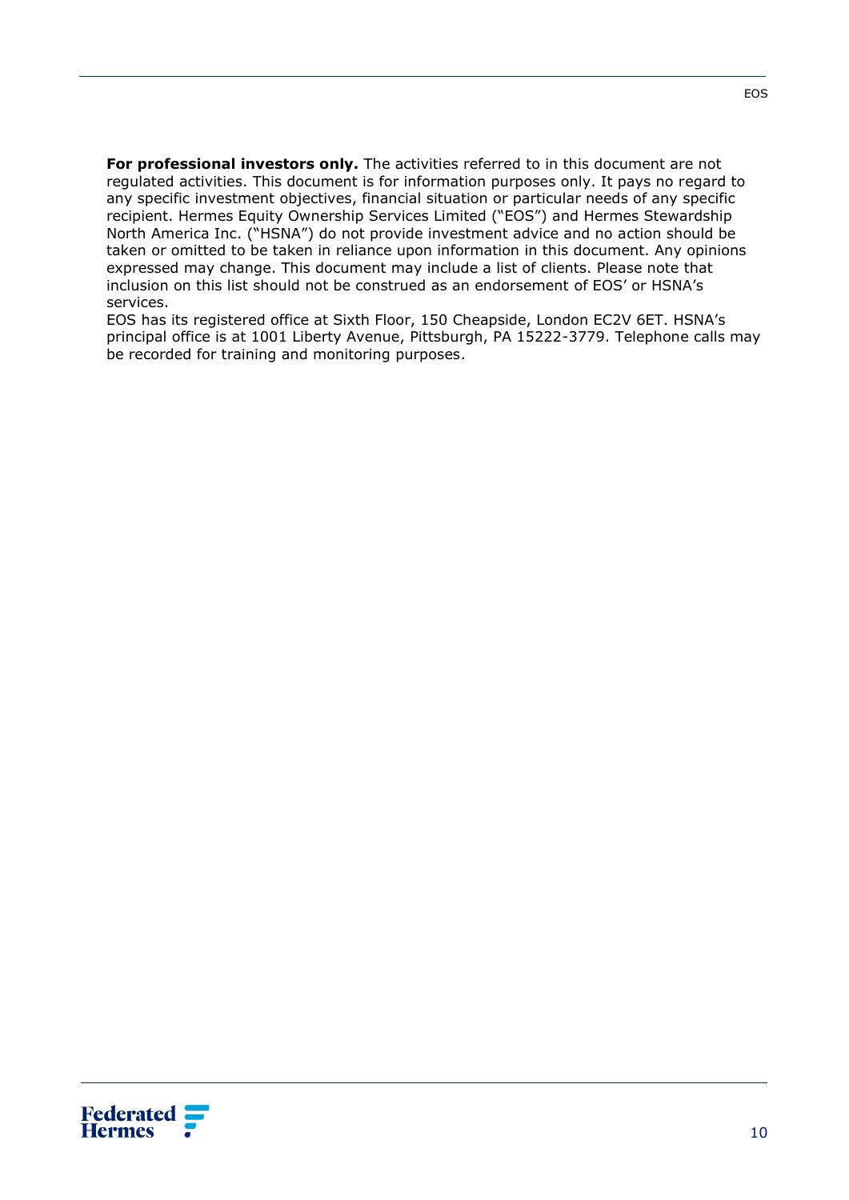**For professional investors only.** The activities referred to in this document are not regulated activities. This document is for information purposes only. It pays no regard to any specific investment objectives, financial situation or particular needs of any specific recipient. Hermes Equity Ownership Services Limited ("EOS") and Hermes Stewardship North America Inc. ("HSNA") do not provide investment advice and no action should be taken or omitted to be taken in reliance upon information in this document. Any opinions expressed may change. This document may include a list of clients. Please note that inclusion on this list should not be construed as an endorsement of EOS' or HSNA's services.

EOS has its registered office at Sixth Floor, 150 Cheapside, London EC2V 6ET. HSNA's principal office is at 1001 Liberty Avenue, Pittsburgh, PA 15222-3779. Telephone calls may be recorded for training and monitoring purposes.